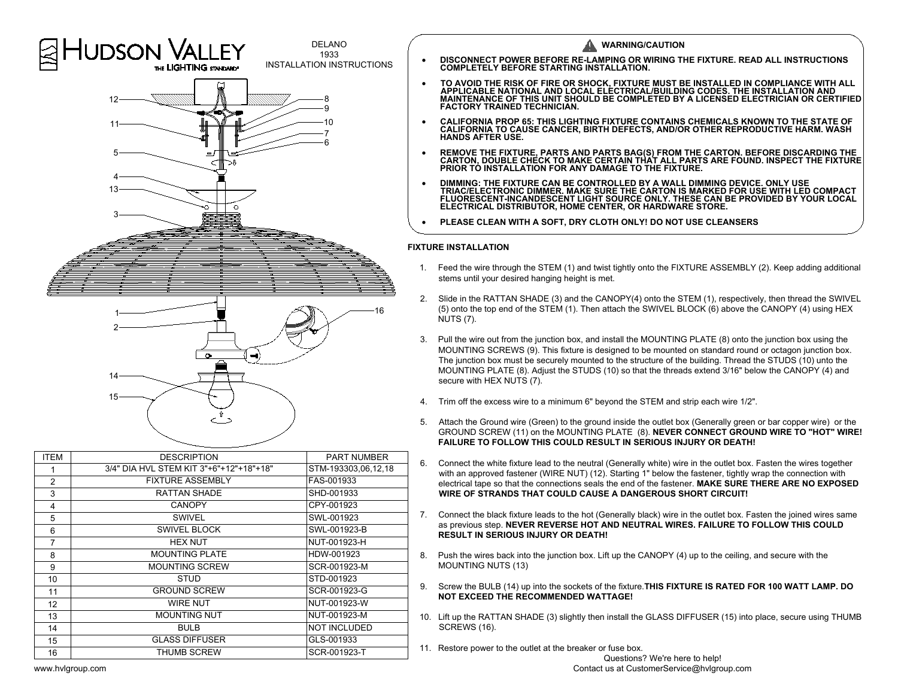# HUDSON VALLEY
THE LIGHTING STANDARD

DELANO
1933
INSTALLATION INSTRUCTIONS

| ITEM | DESCRIPTION | PART NUMBER |
| --- | --- | --- |
| 1 | 3/4" DIA HVL STEM KIT 3"+6"+12"+18"+18" | STM-193303,06,12,18 |
| 2 | FIXTURE ASSEMBLY | FAS-001933 |
| 3 | RATTAN SHADE | SHD-001933 |
| 4 | CANOPY | CPY-001923 |
| 5 | SWIVEL | SWL-001923 |
| 6 | SWIVEL BLOCK | SWL-001923-B |
| 7 | HEX NUT | NUT-001923-H |
| 8 | MOUNTING PLATE | HDW-001923 |
| 9 | MOUNTING SCREW | SCR-001923-M |
| 10 | STUD | STD-001923 |
| 11 | GROUND SCREW | SCR-001923-G |
| 12 | WIRE NUT | NUT-001923-W |
| 13 | MOUNTING NUT | NUT-001923-M |
| 14 | BULB | NOT INCLUDED |
| 15 | GLASS DIFFUSER | GLS-001933 |
| 16 | THUMB SCREW | SCR-001923-T |

www.hvlgroup.com

## WARNING/CAUTION

- **DISCONNECT POWER BEFORE RE-LAMPING OR WIRING THE FIXTURE. READ ALL INSTRUCTIONS COMPLETELY BEFORE STARTING INSTALLATION.**
- **TO AVOID THE RISK OF FIRE OR SHOCK, FIXTURE MUST BE INSTALLED IN COMPLIANCE WITH ALL APPLICABLE NATIONAL AND LOCAL ELECTRICAL/BUILDING CODES. THE INSTALLATION AND MAINTENANCE OF THIS UNIT SHOULD BE COMPLETED BY A LICENSED ELECTRICIAN OR CERTIFIED FACTORY TRAINED TECHNICIAN.**
- **CALIFORNIA PROP 65: THIS LIGHTING FIXTURE CONTAINS CHEMICALS KNOWN TO THE STATE OF CALIFORNIA TO CAUSE CANCER, BIRTH DEFECTS, AND/OR OTHER REPRODUCTIVE HARM. WASH HANDS AFTER USE.**
- **REMOVE THE FIXTURE, PARTS AND PARTS BAG(S) FROM THE CARTON. BEFORE DISCARDING THE CARTON, DOUBLE CHECK TO MAKE CERTAIN THAT ALL PARTS ARE FOUND. INSPECT THE FIXTURE PRIOR TO INSTALLATION FOR ANY DAMAGE TO THE FIXTURE.**
- **DIMMING: THE FIXTURE CAN BE CONTROLLED BY A WALL DIMMING DEVICE. ONLY USE TRIAC/ELECTRONIC DIMMER. MAKE SURE THE CARTON IS MARKED FOR USE WITH LED COMPACT FLUORESCENT-INCANDESCENT LIGHT SOURCE ONLY. THESE CAN BE PROVIDED BY YOUR LOCAL ELECTRICAL DISTRIBUTOR, HOME CENTER, OR HARDWARE STORE.**
- **PLEASE CLEAN WITH A SOFT, DRY CLOTH ONLY! DO NOT USE CLEANSERS**

## FIXTURE INSTALLATION

1. Feed the wire through the STEM (1) and twist tightly onto the FIXTURE ASSEMBLY (2). Keep adding additional stems until your desired hanging height is met.
2. Slide in the RATTAN SHADE (3) and the CANOPY(4) onto the STEM (1), respectively, then thread the SWIVEL (5) onto the top end of the STEM (1). Then attach the SWIVEL BLOCK (6) above the CANOPY (4) using HEX NUTS (7).
3. Pull the wire out from the junction box, and install the MOUNTING PLATE (8) onto the junction box using the MOUNTING SCREWS (9). This fixture is designed to be mounted on standard round or octagon junction box. The junction box must be securely mounted to the structure of the building. Thread the STUDS (10) unto the MOUNTING PLATE (8). Adjust the STUDS (10) so that the threads extend 3/16" below the CANOPY (4) and secure with HEX NUTS (7).
4. Trim off the excess wire to a minimum 6" beyond the STEM and strip each wire 1/2".
5. Attach the Ground wire (Green) to the ground inside the outlet box (Generally green or bar copper wire) or the GROUND SCREW (11) on the MOUNTING PLATE (8). **NEVER CONNECT GROUND WIRE TO "HOT" WIRE! FAILURE TO FOLLOW THIS COULD RESULT IN SERIOUS INJURY OR DEATH!**
6. Connect the white fixture lead to the neutral (Generally white) wire in the outlet box. Fasten the wires together with an approved fastener (WIRE NUT) (12). Starting 1" below the fastener, tightly wrap the connection with electrical tape so that the connections seals the end of the fastener. **MAKE SURE THERE ARE NO EXPOSED WIRE OF STRANDS THAT COULD CAUSE A DANGEROUS SHORT CIRCUIT!**
7. Connect the black fixture leads to the hot (Generally black) wire in the outlet box. Fasten the joined wires same as previous step. **NEVER REVERSE HOT AND NEUTRAL WIRES. FAILURE TO FOLLOW THIS COULD RESULT IN SERIOUS INJURY OR DEATH!**
8. Push the wires back into the junction box. Lift up the CANOPY (4) up to the ceiling, and secure with the MOUNTING NUTS (13)
9. Screw the BULB (14) up into the sockets of the fixture.**THIS FIXTURE IS RATED FOR 100 WATT LAMP. DO NOT EXCEED THE RECOMMENDED WATTAGE!**
10. Lift up the RATTAN SHADE (3) slightly then install the GLASS DIFFUSER (15) into place, secure using THUMB SCREWS (16).
11. Restore power to the outlet at the breaker or fuse box.

Questions? We're here to help!
Contact us at CustomerService@hvlgroup.com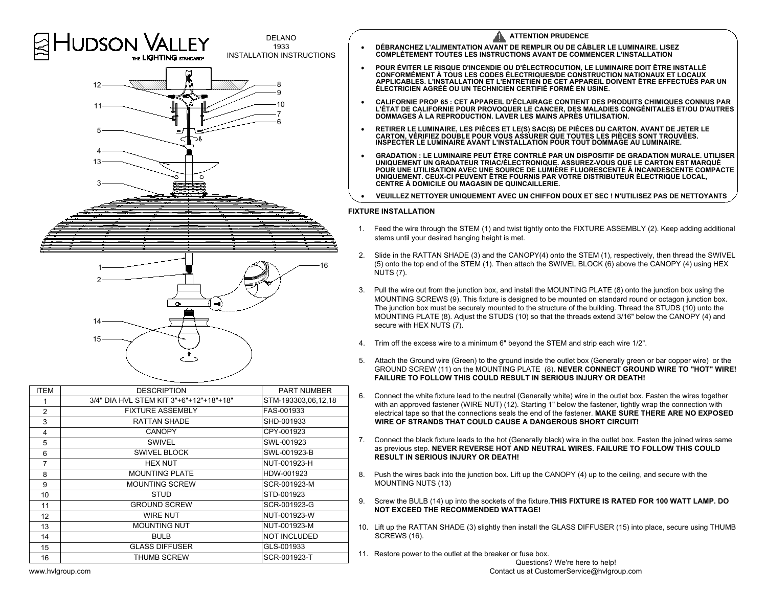# HUDSON VALLEY

THE LIGHTING STANDARD®

DELANO
1933
INSTALLATION INSTRUCTIONS

| ITEM | DESCRIPTION | PART NUMBER |
|---|---|---|
| 1 | 3/4" DIA HVL STEM KIT 3"+6"+12"+18"+18" | STM-193303,06,12,18 |
| 2 | FIXTURE ASSEMBLY | FAS-001933 |
| 3 | RATTAN SHADE | SHD-001933 |
| 4 | CANOPY | CPY-001923 |
| 5 | SWIVEL | SWL-001923 |
| 6 | SWIVEL BLOCK | SWL-001923-B |
| 7 | HEX NUT | NUT-001923-H |
| 8 | MOUNTING PLATE | HDW-001923 |
| 9 | MOUNTING SCREW | SCR-001923-M |
| 10 | STUD | STD-001923 |
| 11 | GROUND SCREW | SCR-001923-G |
| 12 | WIRE NUT | NUT-001923-W |
| 13 | MOUNTING NUT | NUT-001923-M |
| 14 | BULB | NOT INCLUDED |
| 15 | GLASS DIFFUSER | GLS-001933 |
| 16 | THUMB SCREW | SCR-001923-T |

www.hvlgroup.com

**ATTENTION PRUDENCE**

- **DÉBRANCHEZ L'ALIMENTATION AVANT DE REMPLIR OU DE CÂBLER LE LUMINAIRE. LISEZ COMPLÈTEMENT TOUTES LES INSTRUCTIONS AVANT DE COMMENCER L'INSTALLATION**
- **POUR ÉVITER LE RISQUE D'INCENDIE OU D'ÉLECTROCUTION, LE LUMINAIRE DOIT ÊTRE INSTALLÉ CONFORMÉMENT À TOUS LES CODES ÉLECTRIQUES/DE CONSTRUCTION NATIONAUX ET LOCAUX APPLICABLES. L'INSTALLATION ET L'ENTRETIEN DE CET APPAREIL DOIVENT ÊTRE EFFECTUÉS PAR UN ÉLECTRICIEN AGRÉÉ OU UN TECHNICIEN CERTIFIÉ FORMÉ EN USINE.**
- **CALIFORNIE PROP 65 : CET APPAREIL D'ÉCLAIRAGE CONTIENT DES PRODUITS CHIMIQUES CONNUS PAR L'ÉTAT DE CALIFORNIE POUR PROVOQUER LE CANCER, DES MALADIES CONGÉNITALES ET/OU D'AUTRES DOMMAGES À LA REPRODUCTION. LAVER LES MAINS APRÈS UTILISATION.**
- **RETIRER LE LUMINAIRE, LES PIÈCES ET LE(S) SAC(S) DE PIÈCES DU CARTON. AVANT DE JETER LE CARTON, VÉRIFIEZ DOUBLE POUR VOUS ASSURER QUE TOUTES LES PIÈCES SONT TROUVÉES. INSPECTER LE LUMINAIRE AVANT L'INSTALLATION POUR TOUT DOMMAGE AU LUMINAIRE.**
- **GRADATION : LE LUMINAIRE PEUT ÊTRE CONTRLÉ PAR UN DISPOSITIF DE GRADATION MURALE. UTILISER UNIQUEMENT UN GRADATEUR TRIAC/ÉLECTRONIQUE. ASSUREZ-VOUS QUE LE CARTON EST MARQUÉ POUR UNE UTILISATION AVEC UNE SOURCE DE LUMIÈRE FLUORESCENTE À INCANDESCENTE COMPACTE UNIQUEMENT. CEUX-CI PEUVENT ÊTRE FOURNIS PAR VOTRE DISTRIBUTEUR ÉLECTRIQUE LOCAL, CENTRE À DOMICILE OU MAGASIN DE QUINCAILLERIE.**
- **VEUILLEZ NETTOYER UNIQUEMENT AVEC UN CHIFFON DOUX ET SEC ! N'UTILISEZ PAS DE NETTOYANTS**

**FIXTURE INSTALLATION**

1. Feed the wire through the STEM (1) and twist tightly onto the FIXTURE ASSEMBLY (2). Keep adding additional stems until your desired hanging height is met.
2. Slide in the RATTAN SHADE (3) and the CANOPY(4) onto the STEM (1), respectively, then thread the SWIVEL (5) onto the top end of the STEM (1). Then attach the SWIVEL BLOCK (6) above the CANOPY (4) using HEX NUTS (7).
3. Pull the wire out from the junction box, and install the MOUNTING PLATE (8) onto the junction box using the MOUNTING SCREWS (9). This fixture is designed to be mounted on standard round or octagon junction box. The junction box must be securely mounted to the structure of the building. Thread the STUDS (10) unto the MOUNTING PLATE (8). Adjust the STUDS (10) so that the threads extend 3/16" below the CANOPY (4) and secure with HEX NUTS (7).
4. Trim off the excess wire to a minimum 6" beyond the STEM and strip each wire 1/2".
5. Attach the Ground wire (Green) to the ground inside the outlet box (Generally green or bar copper wire) or the GROUND SCREW (11) on the MOUNTING PLATE (8). **NEVER CONNECT GROUND WIRE TO "HOT" WIRE! FAILURE TO FOLLOW THIS COULD RESULT IN SERIOUS INJURY OR DEATH!**
6. Connect the white fixture lead to the neutral (Generally white) wire in the outlet box. Fasten the wires together with an approved fastener (WIRE NUT) (12). Starting 1" below the fastener, tightly wrap the connection with electrical tape so that the connections seals the end of the fastener. **MAKE SURE THERE ARE NO EXPOSED WIRE OF STRANDS THAT COULD CAUSE A DANGEROUS SHORT CIRCUIT!**
7. Connect the black fixture leads to the hot (Generally black) wire in the outlet box. Fasten the joined wires same as previous step. **NEVER REVERSE HOT AND NEUTRAL WIRES. FAILURE TO FOLLOW THIS COULD RESULT IN SERIOUS INJURY OR DEATH!**
8. Push the wires back into the junction box. Lift up the CANOPY (4) up to the ceiling, and secure with the MOUNTING NUTS (13)
9. Screw the BULB (14) up into the sockets of the fixture.**THIS FIXTURE IS RATED FOR 100 WATT LAMP. DO NOT EXCEED THE RECOMMENDED WATTAGE!**
10. Lift up the RATTAN SHADE (3) slightly then install the GLASS DIFFUSER (15) into place, secure using THUMB SCREWS (16).
11. Restore power to the outlet at the breaker or fuse box.

Questions? We're here to help!
Contact us at CustomerService@hvlgroup.com